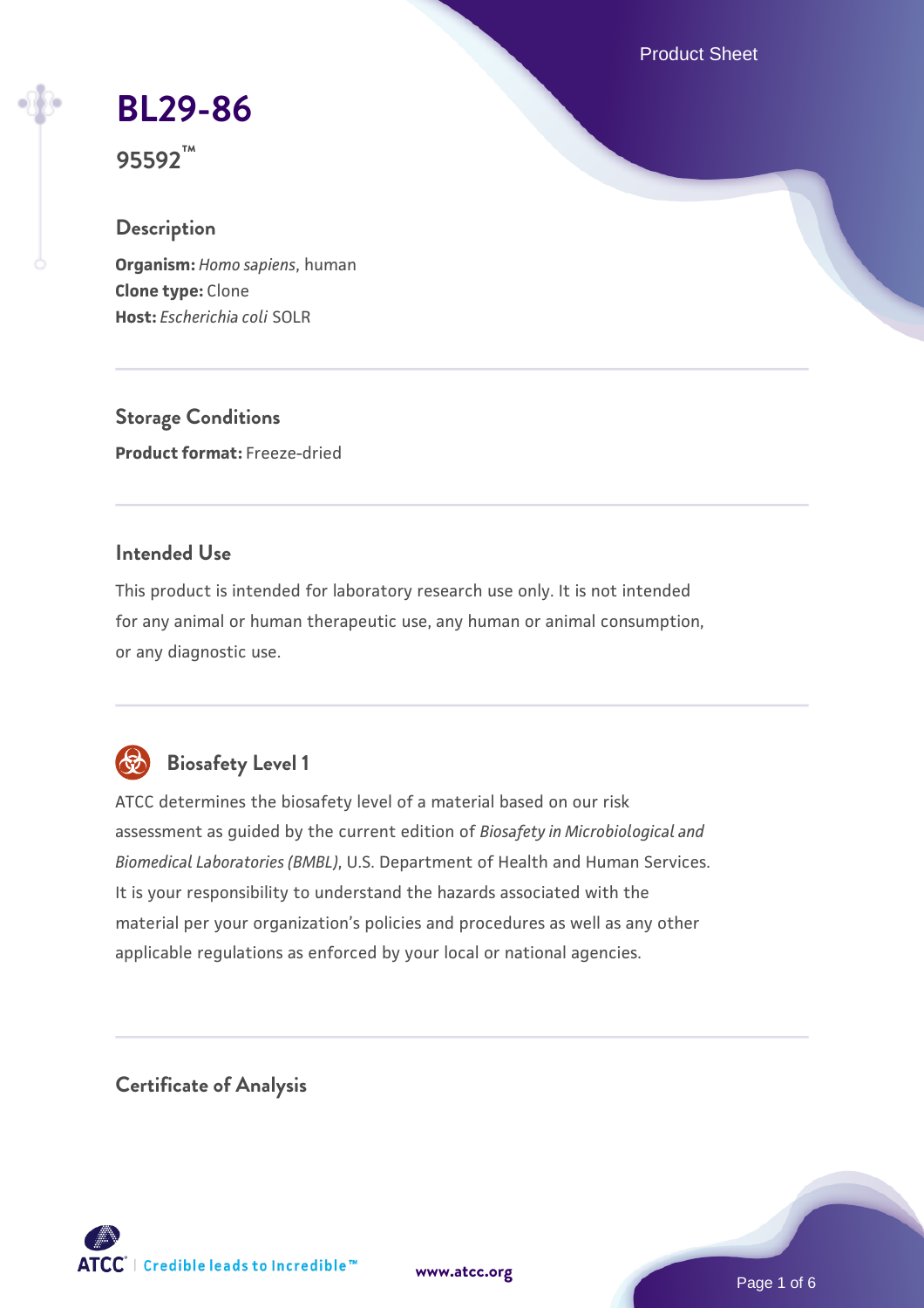# BL29-86

**95592™**

## Description

**Organism:** *Homo sapiens*, human
**Clone type:** Clone
**Host:** *Escherichia coli* SOLR

## Storage Conditions

**Product format:** Freeze-dried

## Intended Use

This product is intended for laboratory research use only. It is not intended for any animal or human therapeutic use, any human or animal consumption, or any diagnostic use.

## Biosafety Level 1

ATCC determines the biosafety level of a material based on our risk assessment as guided by the current edition of *Biosafety in Microbiological and Biomedical Laboratories (BMBL)*, U.S. Department of Health and Human Services. It is your responsibility to understand the hazards associated with the material per your organization's policies and procedures as well as any other applicable regulations as enforced by your local or national agencies.

## Certificate of Analysis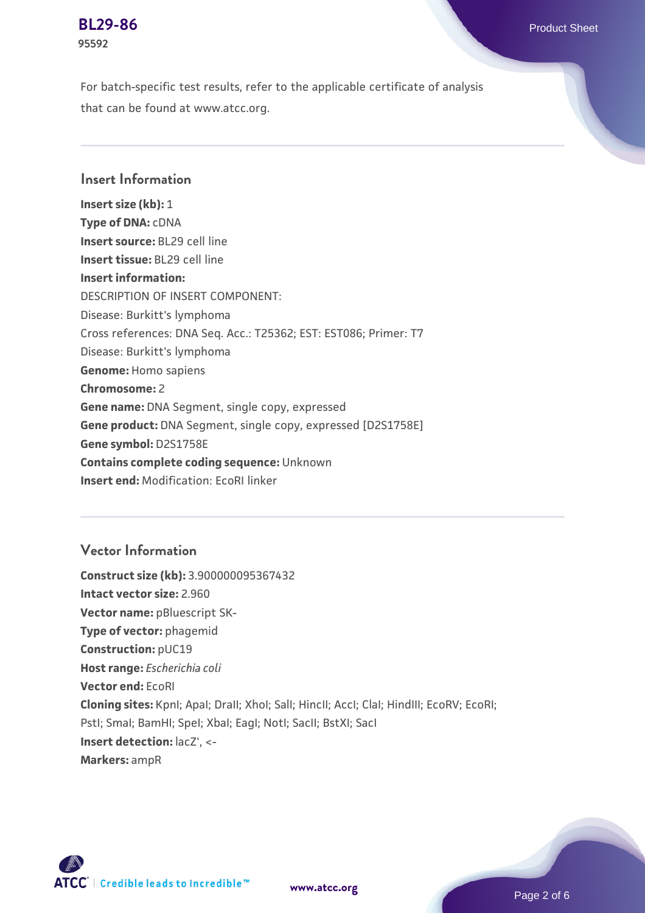For batch-specific test results, refer to the applicable certificate of analysis that can be found at www.atcc.org.

## Insert Information

**Insert size (kb):** 1
**Type of DNA:** cDNA
**Insert source:** BL29 cell line
**Insert tissue:** BL29 cell line
**Insert information:**
DESCRIPTION OF INSERT COMPONENT:
Disease: Burkitt's lymphoma
Cross references: DNA Seq. Acc.: T25362; EST: EST086; Primer: T7
Disease: Burkitt's lymphoma
**Genome:** Homo sapiens
**Chromosome:** 2
**Gene name:** DNA Segment, single copy, expressed
**Gene product:** DNA Segment, single copy, expressed [D2S1758E]
**Gene symbol:** D2S1758E
**Contains complete coding sequence:** Unknown
**Insert end:** Modification: EcoRI linker

## Vector Information

**Construct size (kb):** 3.900000095367432
**Intact vector size:** 2.960
**Vector name:** pBluescript SK-
**Type of vector:** phagemid
**Construction:** pUC19
**Host range:** *Escherichia coli*
**Vector end:** EcoRI
**Cloning sites:** KpnI; ApaI; DraII; XhoI; SalI; HincII; AccI; ClaI; HindIII; EcoRV; EcoRI; PstI; SmaI; BamHI; SpeI; XbaI; EagI; NotI; SacII; BstXI; SacI
**Insert detection:** lacZ', <-
**Markers:** ampR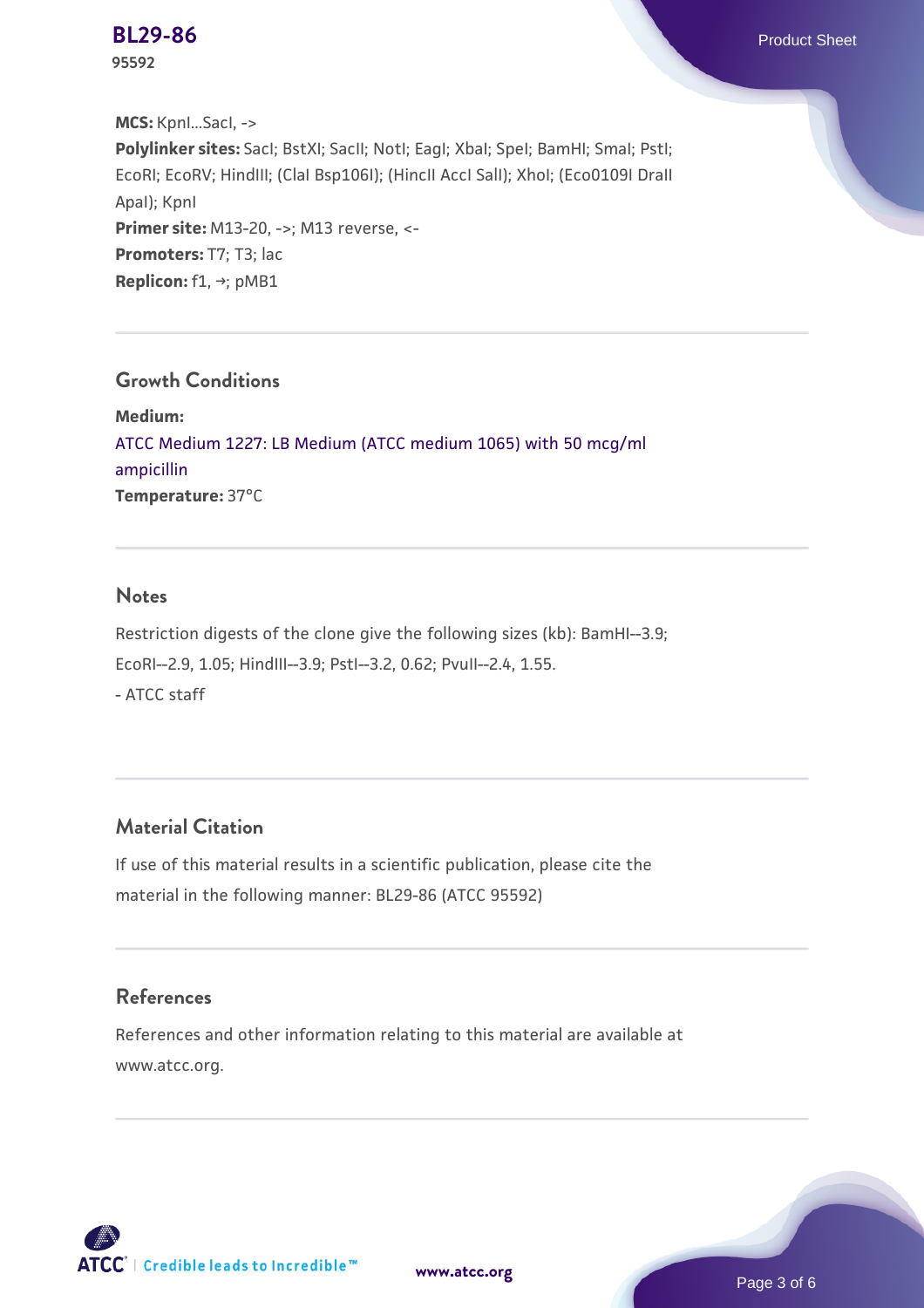**MCS:** KpnI...SacI, ->
**Polylinker sites:** SacI; BstXI; SacII; NotI; EagI; XbaI; SpeI; BamHI; SmaI; PstI; EcoRI; EcoRV; HindIII; (ClaI Bsp106I); (HincII AccI SalI); XhoI; (Eco0109I DraII ApaI); KpnI
**Primer site:** M13-20, ->; M13 reverse, <-
**Promoters:** T7; T3; lac
**Replicon:** f1, ->; pMB1

## Growth Conditions

**Medium:**
ATCC Medium 1227: LB Medium (ATCC medium 1065) with 50 mcg/ml ampicillin
**Temperature:** 37°C

## Notes

Restriction digests of the clone give the following sizes (kb): BamHI--3.9; EcoRI--2.9, 1.05; HindIII--3.9; PstI--3.2, 0.62; PvuII--2.4, 1.55.
- ATCC staff

## Material Citation

If use of this material results in a scientific publication, please cite the material in the following manner: BL29-86 (ATCC 95592)

## References

References and other information relating to this material are available at www.atcc.org.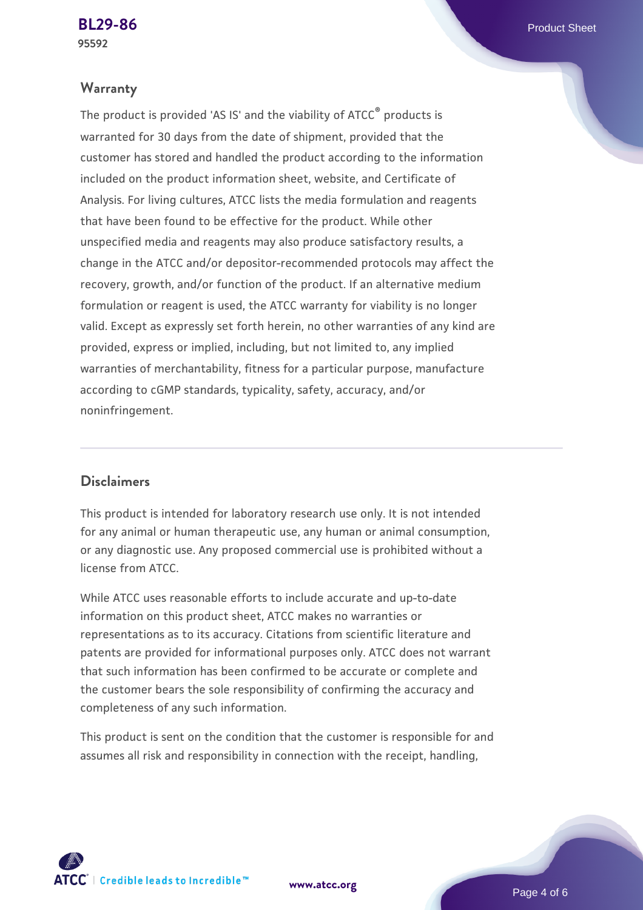## Warranty

The product is provided 'AS IS' and the viability of ATCC® products is warranted for 30 days from the date of shipment, provided that the customer has stored and handled the product according to the information included on the product information sheet, website, and Certificate of Analysis. For living cultures, ATCC lists the media formulation and reagents that have been found to be effective for the product. While other unspecified media and reagents may also produce satisfactory results, a change in the ATCC and/or depositor-recommended protocols may affect the recovery, growth, and/or function of the product. If an alternative medium formulation or reagent is used, the ATCC warranty for viability is no longer valid. Except as expressly set forth herein, no other warranties of any kind are provided, express or implied, including, but not limited to, any implied warranties of merchantability, fitness for a particular purpose, manufacture according to cGMP standards, typicality, safety, accuracy, and/or noninfringement.

## Disclaimers

This product is intended for laboratory research use only. It is not intended for any animal or human therapeutic use, any human or animal consumption, or any diagnostic use. Any proposed commercial use is prohibited without a license from ATCC.

While ATCC uses reasonable efforts to include accurate and up-to-date information on this product sheet, ATCC makes no warranties or representations as to its accuracy. Citations from scientific literature and patents are provided for informational purposes only. ATCC does not warrant that such information has been confirmed to be accurate or complete and the customer bears the sole responsibility of confirming the accuracy and completeness of any such information.

This product is sent on the condition that the customer is responsible for and assumes all risk and responsibility in connection with the receipt, handling,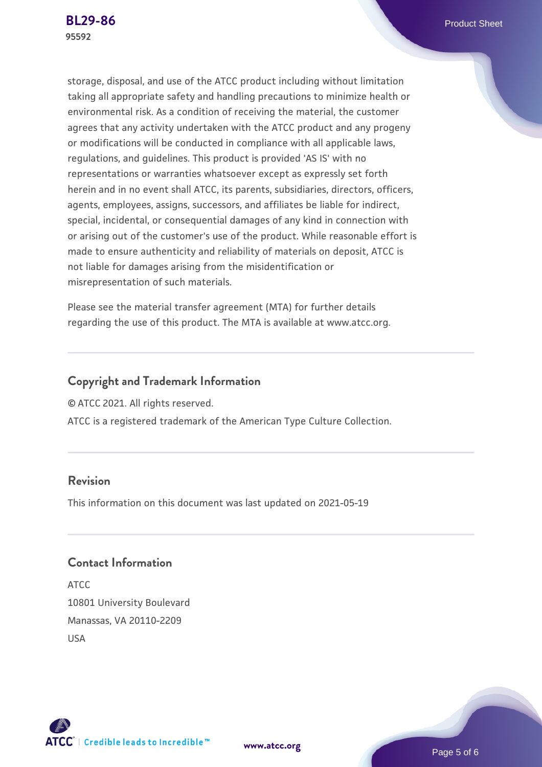storage, disposal, and use of the ATCC product including without limitation taking all appropriate safety and handling precautions to minimize health or environmental risk. As a condition of receiving the material, the customer agrees that any activity undertaken with the ATCC product and any progeny or modifications will be conducted in compliance with all applicable laws, regulations, and guidelines. This product is provided 'AS IS' with no representations or warranties whatsoever except as expressly set forth herein and in no event shall ATCC, its parents, subsidiaries, directors, officers, agents, employees, assigns, successors, and affiliates be liable for indirect, special, incidental, or consequential damages of any kind in connection with or arising out of the customer's use of the product. While reasonable effort is made to ensure authenticity and reliability of materials on deposit, ATCC is not liable for damages arising from the misidentification or misrepresentation of such materials.

Please see the material transfer agreement (MTA) for further details regarding the use of this product. The MTA is available at www.atcc.org.

## Copyright and Trademark Information

© ATCC 2021. All rights reserved.

ATCC is a registered trademark of the American Type Culture Collection.

## Revision

This information on this document was last updated on 2021-05-19

## Contact Information

ATCC
10801 University Boulevard
Manassas, VA 20110-2209
USA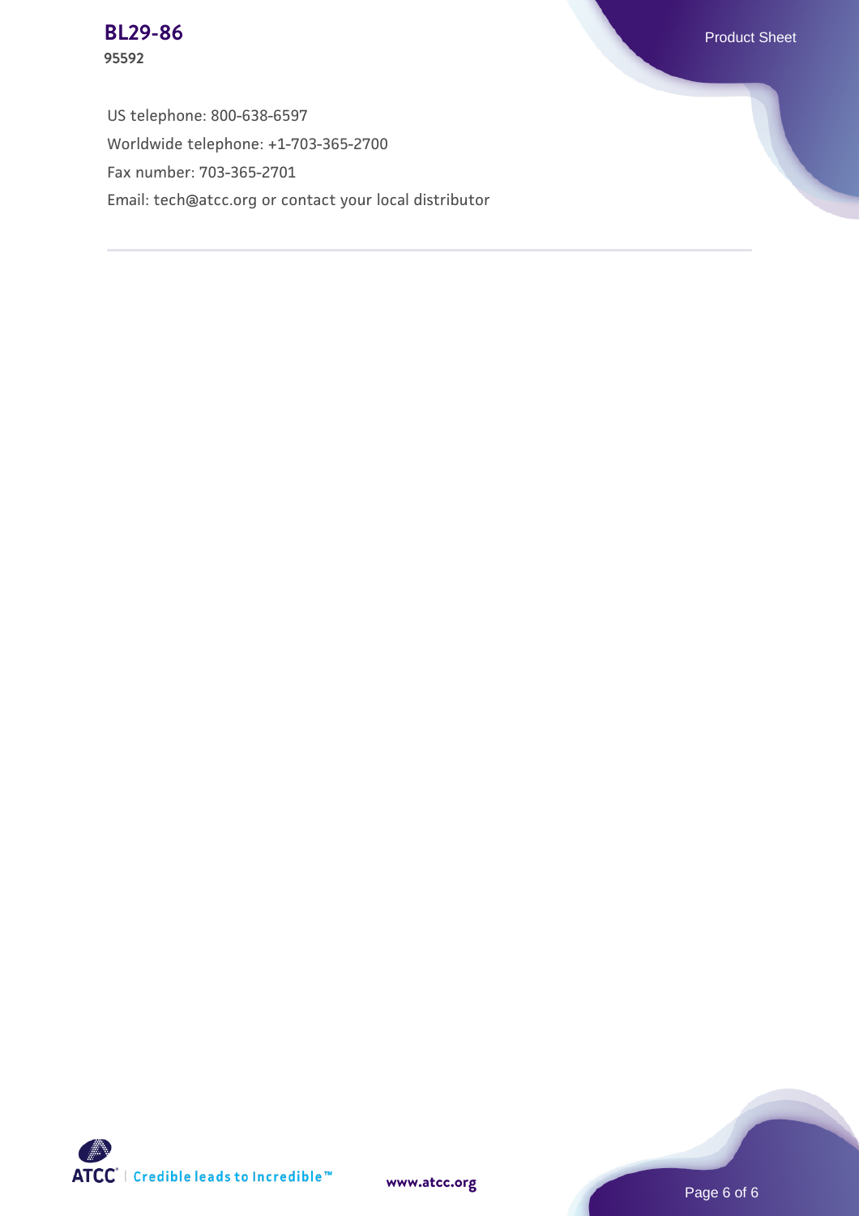US telephone: 800-638-6597

Worldwide telephone: +1-703-365-2700

Fax number: 703-365-2701

Email: tech@atcc.org or contact your local distributor